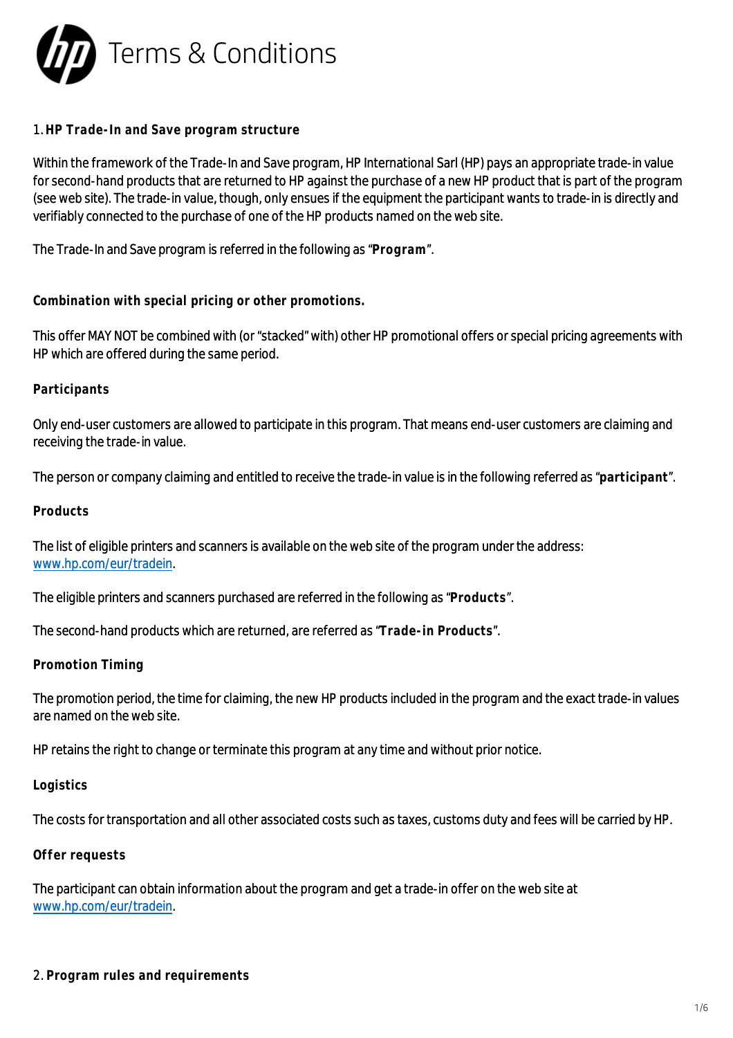# Terms & Conditions

## 1. HP Trade-In and Save program structure

Within the framework of the Trade-In and Save program, HP International Sarl (HP) pays an appropriate trade-in value for second-hand products that are returned to HP against the purchase of a new HP product that is part of the program (see web site). The trade-in value, though, only ensues if the equipment the participant wants to trade-in is directly and verifiably connected to the purchase of one of the HP products named on the web site.

The Trade-In and Save program is referred in the following as "**Program**".

### Combination with special pricing or other promotions.

This offer MAY NOT be combined with (or "stacked" with) other HP promotional offers or special pricing agreements with HP which are offered during the same period.

### Participants

Only end-user customers are allowed to participate in this program. That means end-user customers are claiming and receiving the trade-in value.

The person or company claiming and entitled to receive the trade-in value is in the following referred as "**participant**".

### Products

The list of eligible printers and scanners is available on the web site of the program under the address: www.hp.com/eur/tradein.

The eligible printers and scanners purchased are referred in the following as "**Products**".

The second-hand products which are returned, are referred as "**Trade-in Products**".

### Promotion Timing

The promotion period, the time for claiming, the new HP products included in the program and the exact trade-in values are named on the web site.

HP retains the right to change or terminate this program at any time and without prior notice.

### Logistics

The costs for transportation and all other associated costs such as taxes, customs duty and fees will be carried by HP.

### Offer requests

The participant can obtain information about the program and get a trade-in offer on the web site at www.hp.com/eur/tradein.

## 2. Program rules and requirements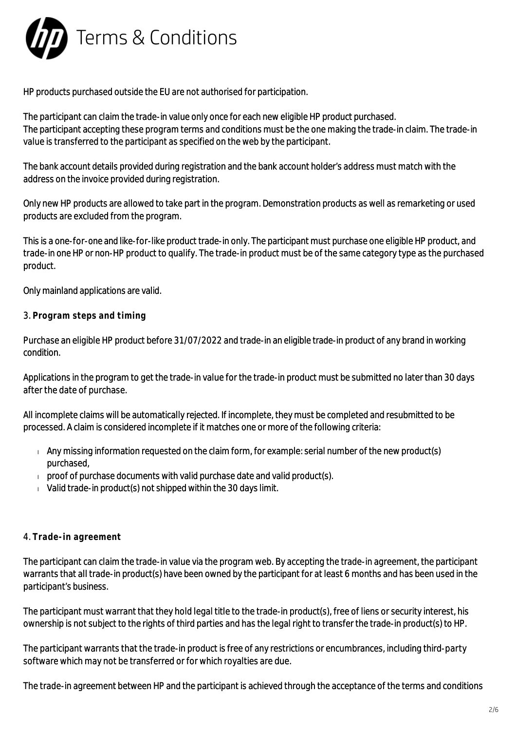HP products purchased outside the EU are not authorised for participation.

The participant can claim the trade-in value only once for each new eligible HP product purchased.
The participant accepting these program terms and conditions must be the one making the trade-in claim. The trade-in value is transferred to the participant as specified on the web by the participant.

The bank account details provided during registration and the bank account holder's address must match with the address on the invoice provided during registration.

Only new HP products are allowed to take part in the program. Demonstration products as well as remarketing or used products are excluded from the program.

This is a one-for-one and like-for-like product trade-in only. The participant must purchase one eligible HP product, and trade-in one HP or non-HP product to qualify. The trade-in product must be of the same category type as the purchased product.

Only mainland applications are valid.

### 3. **Program steps and timing**

Purchase an eligible HP product before 31/07/2022 and trade-in an eligible trade-in product of any brand in working condition.

Applications in the program to get the trade-in value for the trade-in product must be submitted no later than 30 days after the date of purchase.

All incomplete claims will be automatically rejected. If incomplete, they must be completed and resubmitted to be processed. A claim is considered incomplete if it matches one or more of the following criteria:

- Any missing information requested on the claim form, for example: serial number of the new product(s) purchased,
- proof of purchase documents with valid purchase date and valid product(s).
- Valid trade-in product(s) not shipped within the 30 days limit.

### 4. **Trade-in agreement**

The participant can claim the trade-in value via the program web. By accepting the trade-in agreement, the participant warrants that all trade-in product(s) have been owned by the participant for at least 6 months and has been used in the participant's business.

The participant must warrant that they hold legal title to the trade-in product(s), free of liens or security interest, his ownership is not subject to the rights of third parties and has the legal right to transfer the trade-in product(s) to HP.

The participant warrants that the trade-in product is free of any restrictions or encumbrances, including third-party software which may not be transferred or for which royalties are due.

The trade-in agreement between HP and the participant is achieved through the acceptance of the terms and conditions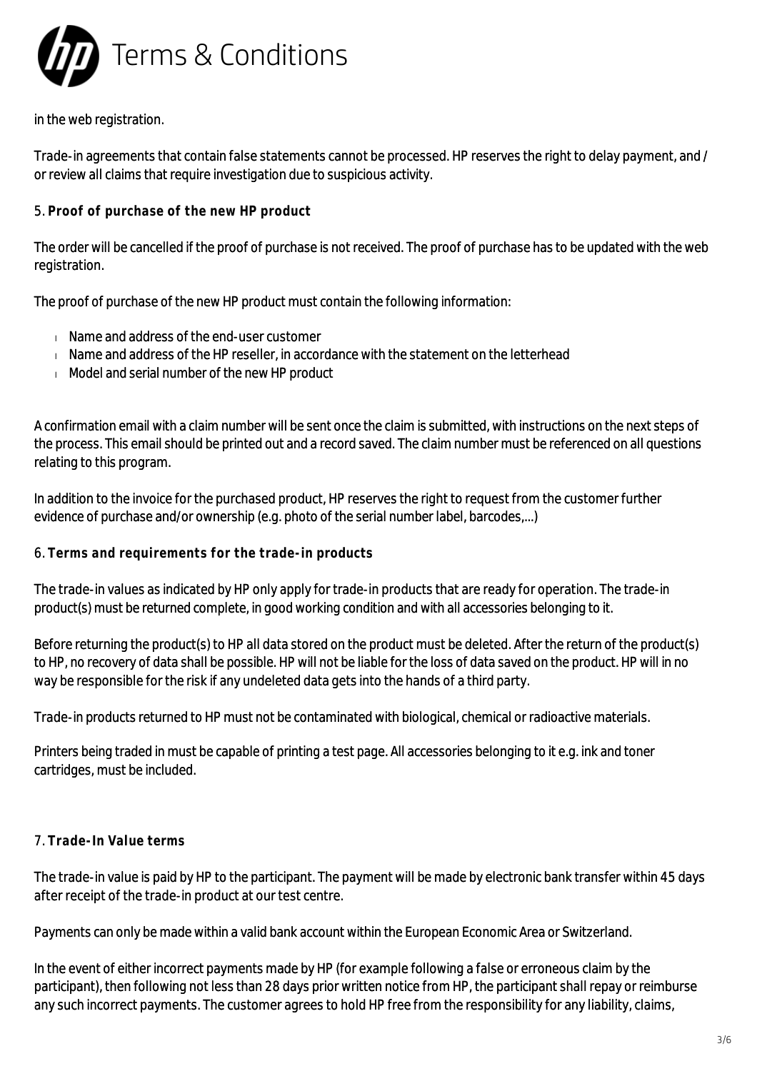in the web registration.

Trade-in agreements that contain false statements cannot be processed. HP reserves the right to delay payment, and / or review all claims that require investigation due to suspicious activity.

5. **Proof of purchase of the new HP product**

The order will be cancelled if the proof of purchase is not received. The proof of purchase has to be updated with the web registration.

The proof of purchase of the new HP product must contain the following information:

- Name and address of the end-user customer
- Name and address of the HP reseller, in accordance with the statement on the letterhead
- Model and serial number of the new HP product

A confirmation email with a claim number will be sent once the claim is submitted, with instructions on the next steps of the process. This email should be printed out and a record saved. The claim number must be referenced on all questions relating to this program.

In addition to the invoice for the purchased product, HP reserves the right to request from the customer further evidence of purchase and/or ownership (e.g. photo of the serial number label, barcodes,...)

6. **Terms and requirements for the trade-in products**

The trade-in values as indicated by HP only apply for trade-in products that are ready for operation. The trade-in product(s) must be returned complete, in good working condition and with all accessories belonging to it.

Before returning the product(s) to HP all data stored on the product must be deleted. After the return of the product(s) to HP, no recovery of data shall be possible. HP will not be liable for the loss of data saved on the product. HP will in no way be responsible for the risk if any undeleted data gets into the hands of a third party.

Trade-in products returned to HP must not be contaminated with biological, chemical or radioactive materials.

Printers being traded in must be capable of printing a test page. All accessories belonging to it e.g. ink and toner cartridges, must be included.

7. **Trade-In Value terms**

The trade-in value is paid by HP to the participant. The payment will be made by electronic bank transfer within 45 days after receipt of the trade-in product at our test centre.

Payments can only be made within a valid bank account within the European Economic Area or Switzerland.

In the event of either incorrect payments made by HP (for example following a false or erroneous claim by the participant), then following not less than 28 days prior written notice from HP, the participant shall repay or reimburse any such incorrect payments. The customer agrees to hold HP free from the responsibility for any liability, claims,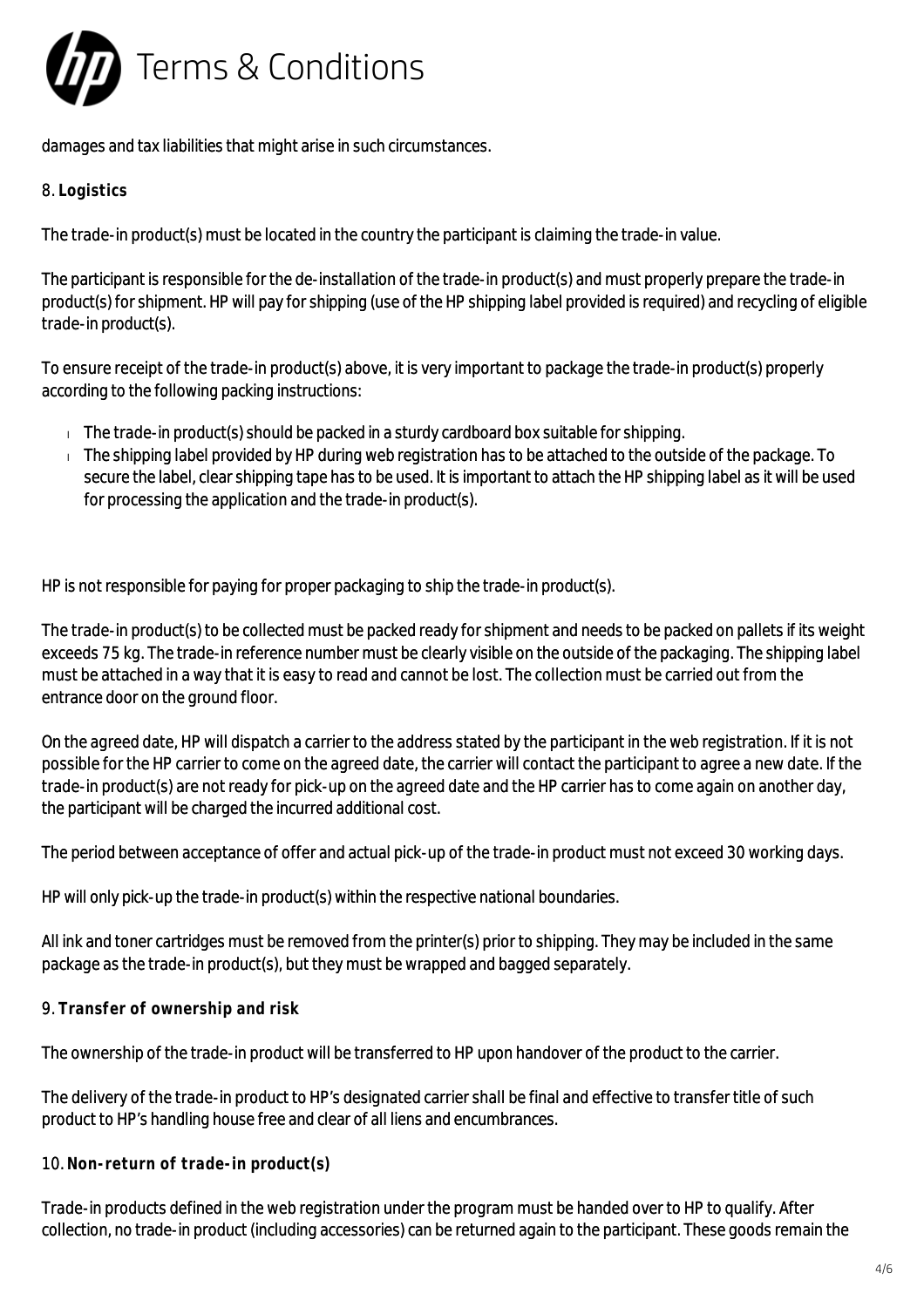damages and tax liabilities that might arise in such circumstances.

8. **Logistics**

The trade-in product(s) must be located in the country the participant is claiming the trade-in value.

The participant is responsible for the de-installation of the trade-in product(s) and must properly prepare the trade-in product(s) for shipment. HP will pay for shipping (use of the HP shipping label provided is required) and recycling of eligible trade-in product(s).

To ensure receipt of the trade-in product(s) above, it is very important to package the trade-in product(s) properly according to the following packing instructions:

- The trade-in product(s) should be packed in a sturdy cardboard box suitable for shipping.
- The shipping label provided by HP during web registration has to be attached to the outside of the package. To secure the label, clear shipping tape has to be used. It is important to attach the HP shipping label as it will be used for processing the application and the trade-in product(s).

HP is not responsible for paying for proper packaging to ship the trade-in product(s).

The trade-in product(s) to be collected must be packed ready for shipment and needs to be packed on pallets if its weight exceeds 75 kg. The trade-in reference number must be clearly visible on the outside of the packaging. The shipping label must be attached in a way that it is easy to read and cannot be lost. The collection must be carried out from the entrance door on the ground floor.

On the agreed date, HP will dispatch a carrier to the address stated by the participant in the web registration. If it is not possible for the HP carrier to come on the agreed date, the carrier will contact the participant to agree a new date. If the trade-in product(s) are not ready for pick-up on the agreed date and the HP carrier has to come again on another day, the participant will be charged the incurred additional cost.

The period between acceptance of offer and actual pick-up of the trade-in product must not exceed 30 working days.

HP will only pick-up the trade-in product(s) within the respective national boundaries.

All ink and toner cartridges must be removed from the printer(s) prior to shipping. They may be included in the same package as the trade-in product(s), but they must be wrapped and bagged separately.

9. **Transfer of ownership and risk**

The ownership of the trade-in product will be transferred to HP upon handover of the product to the carrier.

The delivery of the trade-in product to HP's designated carrier shall be final and effective to transfer title of such product to HP's handling house free and clear of all liens and encumbrances.

10. **Non-return of trade-in product(s)**

Trade-in products defined in the web registration under the program must be handed over to HP to qualify. After collection, no trade-in product (including accessories) can be returned again to the participant. These goods remain the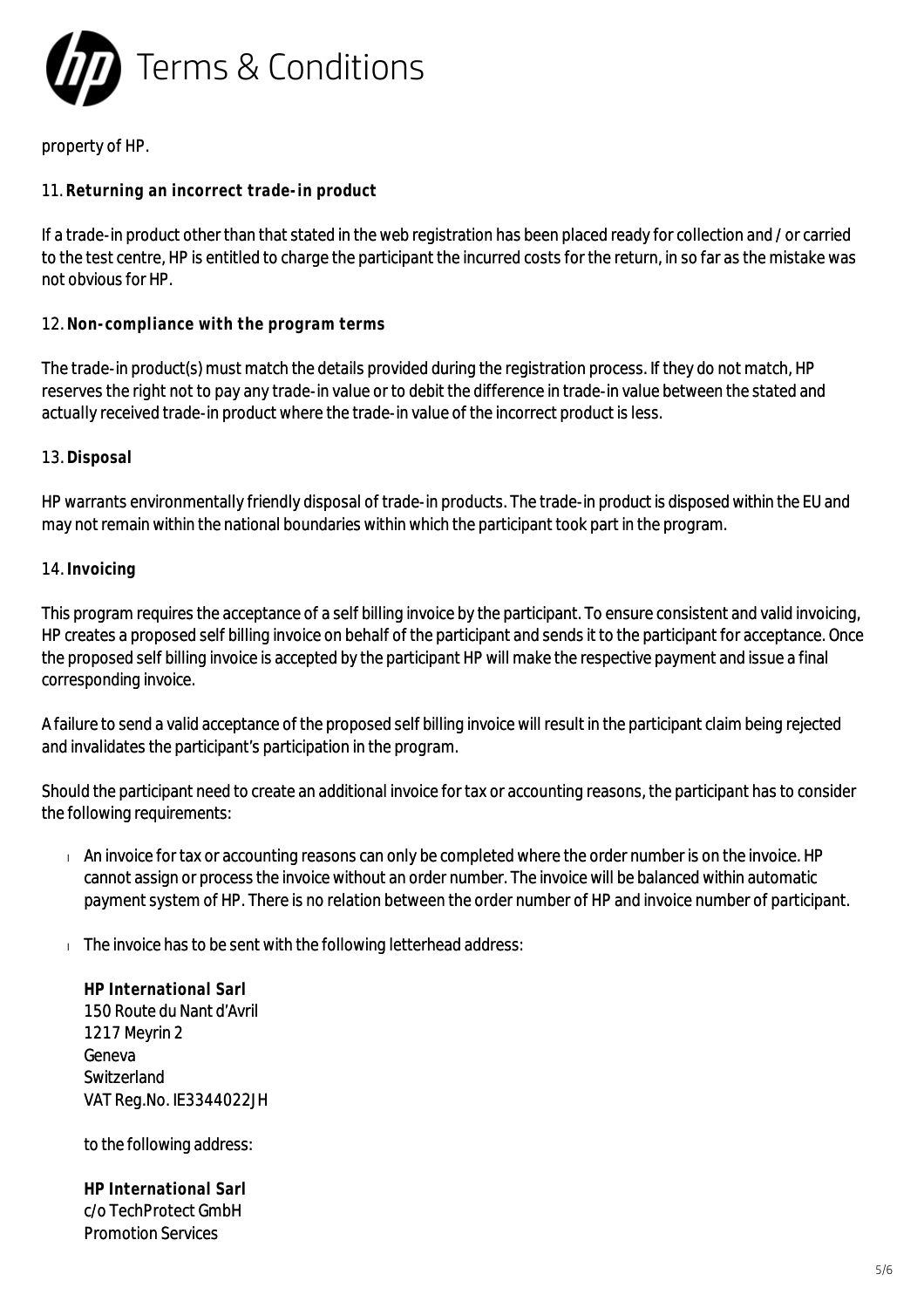property of HP.

11. **Returning an incorrect trade-in product**

If a trade-in product other than that stated in the web registration has been placed ready for collection and / or carried to the test centre, HP is entitled to charge the participant the incurred costs for the return, in so far as the mistake was not obvious for HP.

12. **Non-compliance with the program terms**

The trade-in product(s) must match the details provided during the registration process. If they do not match, HP reserves the right not to pay any trade-in value or to debit the difference in trade-in value between the stated and actually received trade-in product where the trade-in value of the incorrect product is less.

13. **Disposal**

HP warrants environmentally friendly disposal of trade-in products. The trade-in product is disposed within the EU and may not remain within the national boundaries within which the participant took part in the program.

14. **Invoicing**

This program requires the acceptance of a self billing invoice by the participant. To ensure consistent and valid invoicing, HP creates a proposed self billing invoice on behalf of the participant and sends it to the participant for acceptance. Once the proposed self billing invoice is accepted by the participant HP will make the respective payment and issue a final corresponding invoice.

A failure to send a valid acceptance of the proposed self billing invoice will result in the participant claim being rejected and invalidates the participant's participation in the program.

Should the participant need to create an additional invoice for tax or accounting reasons, the participant has to consider the following requirements:

- An invoice for tax or accounting reasons can only be completed where the order number is on the invoice. HP cannot assign or process the invoice without an order number. The invoice will be balanced within automatic payment system of HP. There is no relation between the order number of HP and invoice number of participant.
- The invoice has to be sent with the following letterhead address:

  **HP International Sarl**
  150 Route du Nant d'Avril
  1217 Meyrin 2
  Geneva
  Switzerland
  VAT Reg.No. IE3344022JH

  to the following address:

  **HP International Sarl**
  c/o TechProtect GmbH
  Promotion Services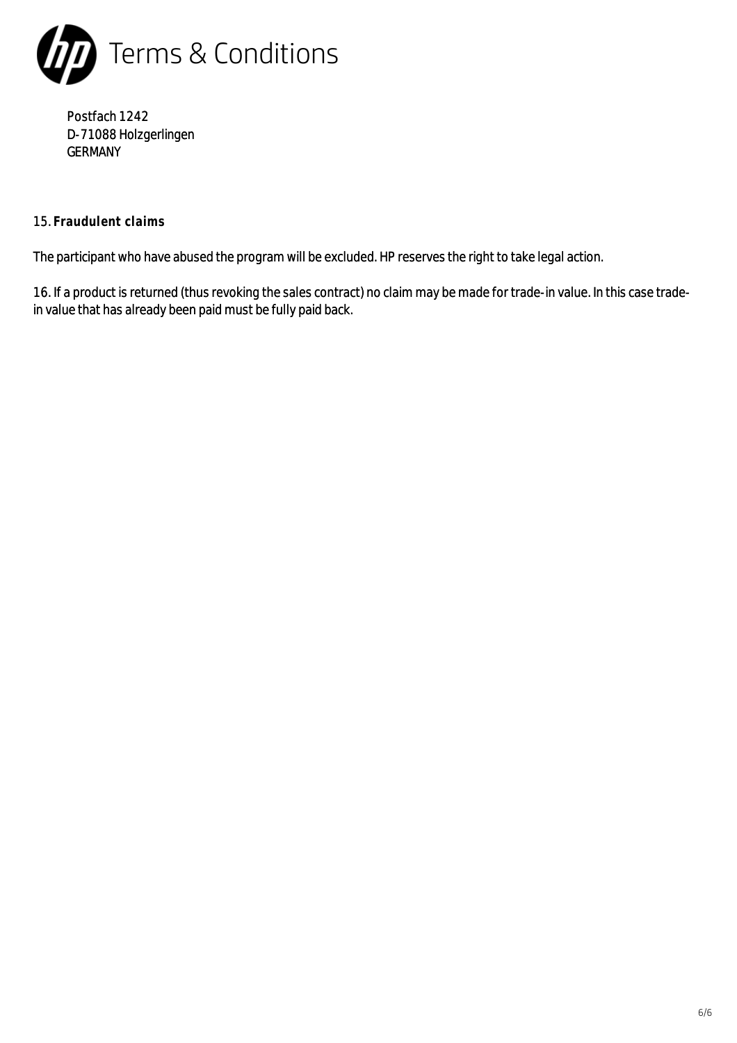# Terms & Conditions

Postfach 1242
D-71088 Holzgerlingen
GERMANY

15. **Fraudulent claims**

The participant who have abused the program will be excluded. HP reserves the right to take legal action.

16. If a product is returned (thus revoking the sales contract) no claim may be made for trade-in value. In this case trade-in value that has already been paid must be fully paid back.